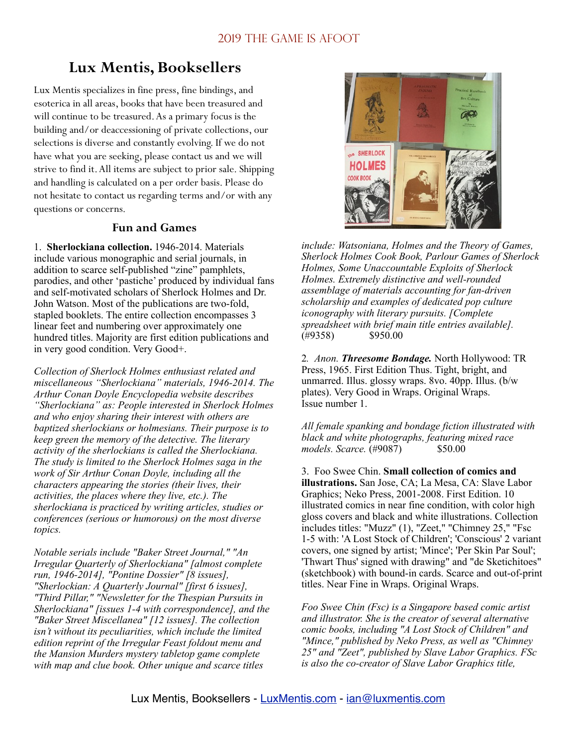# Lux Mentis, Booksellers

Lux Mentis specializes in fine press, fine bindings, and esoterica in all areas, books that have been treasured and will continue to be treasured. As a primary focus is the building and/or deaccessioning of private collections, our selections is diverse and constantly evolving. If we do not have what you are seeking, please contact us and we will strive to find it. All items are subject to prior sale. Shipping and handling is calculated on a per order basis. Please do not hesitate to contact us regarding terms and/or with any questions or concerns.

## Fun and Games

1. **Sherlockiana collection.** 1946-2014. Materials include various monographic and serial journals, in addition to scarce self-published "zine" pamphlets, parodies, and other 'pastiche' produced by individual fans and self-motivated scholars of Sherlock Holmes and Dr. John Watson. Most of the publications are two-fold, stapled booklets. The entire collection encompasses 3 linear feet and numbering over approximately one hundred titles. Majority are first edition publications and in very good condition. Very Good+.

*Collection of Sherlock Holmes enthusiast related and miscellaneous "Sherlockiana" materials, 1946-2014. The Arthur Conan Doyle Encyclopedia website describes "Sherlockiana" as: People interested in Sherlock Holmes and who enjoy sharing their interest with others are baptized sherlockians or holmesians. Their purpose is to keep green the memory of the detective. The literary activity of the sherlockians is called the Sherlockiana. The study is limited to the Sherlock Holmes saga in the work of Sir Arthur Conan Doyle, including all the characters appearing the stories (their lives, their activities, the places where they live, etc.). The sherlockiana is practiced by writing articles, studies or conferences (serious or humorous) on the most diverse topics.*

*Notable serials include "Baker Street Journal," "An Irregular Quarterly of Sherlockiana" [almost complete run, 1946-2014], "Pontine Dossier" [8 issues], "Sherlockian: A Quarterly Journal" [first 6 issues], "Third Pillar," "Newsletter for the Thespian Pursuits in Sherlockiana" [issues 1-4 with correspondence], and the "Baker Street Miscellanea" [12 issues]. The collection isn't without its peculiarities, which include the limited edition reprint of the Irregular Feast foldout menu and the Mansion Murders mystery tabletop game complete with map and clue book. Other unique and scarce titles include: Watsoniana, Holmes and the Theory of Games, Sherlock Holmes Cook Book, Parlour Games of Sherlock Holmes, Some Unaccountable Exploits of Sherlock Holmes. Extremely distinctive and well-rounded assemblage of materials accounting for fan-driven scholarship and examples of dedicated pop culture iconography with literary pursuits. [Complete spreadsheet with brief main title entries available].*
(#9358) $950.00

2. *Anon.* ***Threesome Bondage.*** North Hollywood: TR Press, 1965. First Edition Thus. Tight, bright, and unmarred. Illus. glossy wraps. 8vo. 40pp. Illus. (b/w plates). Very Good in Wraps. Original Wraps. Issue number 1.

*All female spanking and bondage fiction illustrated with black and white photographs, featuring mixed race models. Scarce.* (#9087) $50.00

3. Foo Swee Chin. **Small collection of comics and illustrations.** San Jose, CA; La Mesa, CA: Slave Labor Graphics; Neko Press, 2001-2008. First Edition. 10 illustrated comics in near fine condition, with color high gloss covers and black and white illustrations. Collection includes titles: "Muzz" (1), "Zeet," "Chimney 25," "Fsc 1-5 with: 'A Lost Stock of Children'; 'Conscious' 2 variant covers, one signed by artist; 'Mince'; 'Per Skin Par Soul'; 'Thwart Thus' signed with drawing" and "de Sketichitoes" (sketchbook) with bound-in cards. Scarce and out-of-print titles. Near Fine in Wraps. Original Wraps.

*Foo Swee Chin (Fsc) is a Singapore based comic artist and illustrator. She is the creator of several alternative comic books, including "A Lost Stock of Children" and "Mince," published by Neko Press, as well as "Chimney 25" and "Zeet", published by Slave Labor Graphics. FSc is also the co-creator of Slave Labor Graphics title,*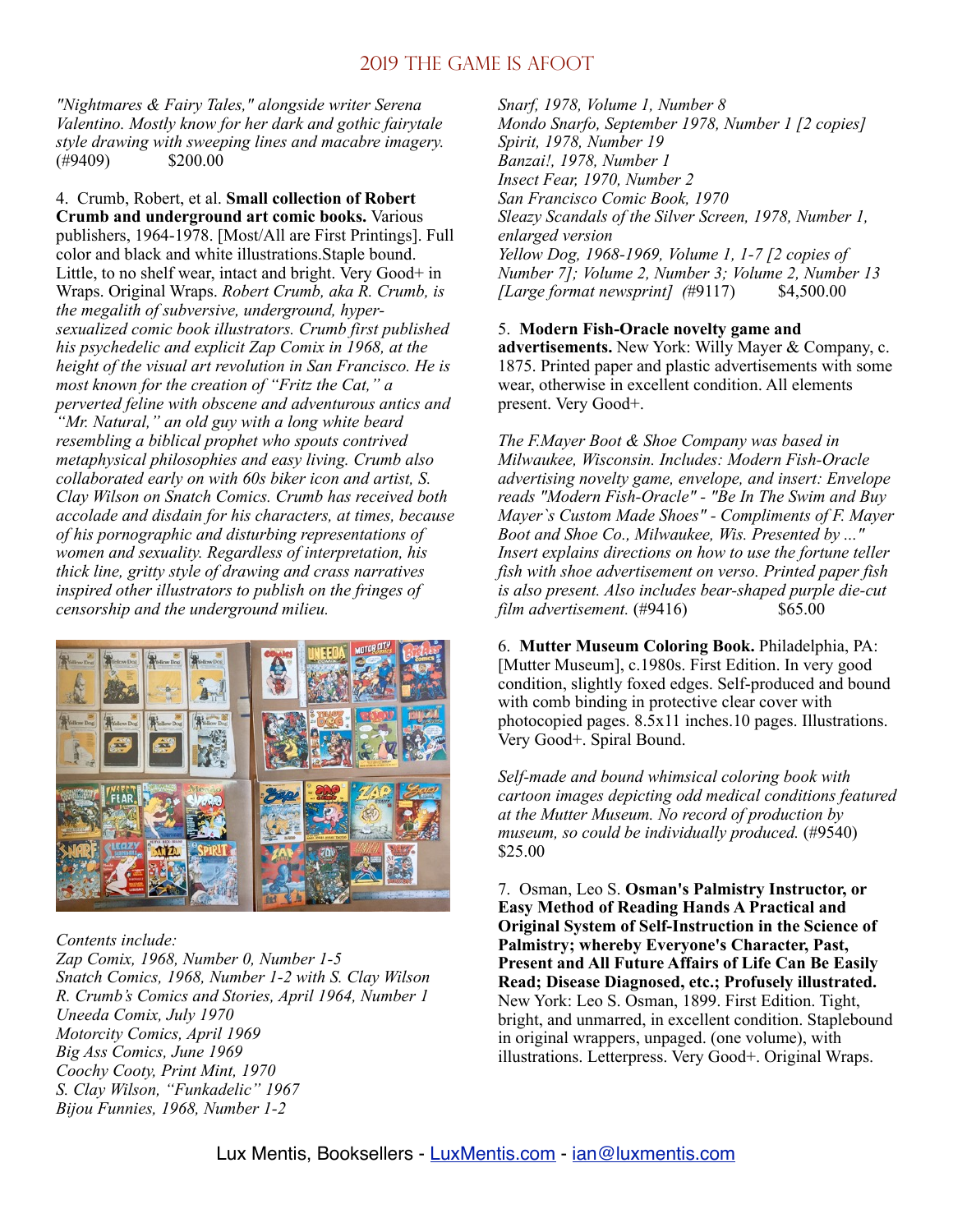*"Nightmares & Fairy Tales," alongside writer Serena Valentino. Mostly know for her dark and gothic fairytale style drawing with sweeping lines and macabre imagery.* (#9409) $200.00

4. Crumb, Robert, et al. **Small collection of Robert Crumb and underground art comic books.** Various publishers, 1964-1978. [Most/All are First Printings]. Full color and black and white illustrations.Staple bound. Little, to no shelf wear, intact and bright. Very Good+ in Wraps. Original Wraps. *Robert Crumb, aka R. Crumb, is the megalith of subversive, underground, hyper-sexualized comic book illustrators. Crumb first published his psychedelic and explicit Zap Comix in 1968, at the height of the visual art revolution in San Francisco. He is most known for the creation of "Fritz the Cat," a perverted feline with obscene and adventurous antics and "Mr. Natural," an old guy with a long white beard resembling a biblical prophet who spouts contrived metaphysical philosophies and easy living. Crumb also collaborated early on with 60s biker icon and artist, S. Clay Wilson on Snatch Comics. Crumb has received both accolade and disdain for his characters, at times, because of his pornographic and disturbing representations of women and sexuality. Regardless of interpretation, his thick line, gritty style of drawing and crass narratives inspired other illustrators to publish on the fringes of censorship and the underground milieu.*

*Contents include:*
*Zap Comix, 1968, Number 0, Number 1-5*
*Snatch Comics, 1968, Number 1-2 with S. Clay Wilson*
*R. Crumb's Comics and Stories, April 1964, Number 1*
*Uneeda Comix, July 1970*
*Motorcity Comics, April 1969*
*Big Ass Comics, June 1969*
*Coochy Cooty, Print Mint, 1970*
*S. Clay Wilson, "Funkadelic" 1967*
*Bijou Funnies, 1968, Number 1-2*
*Snarf, 1978, Volume 1, Number 8*
*Mondo Snarfo, September 1978, Number 1 [2 copies]*
*Spirit, 1978, Number 19*
*Banzai!, 1978, Number 1*
*Insect Fear, 1970, Number 2*
*San Francisco Comic Book, 1970*
*Sleazy Scandals of the Silver Screen, 1978, Number 1, enlarged version*
*Yellow Dog, 1968-1969, Volume 1, 1-7 [2 copies of Number 7]; Volume 2, Number 3; Volume 2, Number 13 [Large format newsprint]* (#9117) $4,500.00

5. **Modern Fish-Oracle novelty game and advertisements.** New York: Willy Mayer & Company, c. 1875. Printed paper and plastic advertisements with some wear, otherwise in excellent condition. All elements present. Very Good+.

*The F.Mayer Boot & Shoe Company was based in Milwaukee, Wisconsin. Includes: Modern Fish-Oracle advertising novelty game, envelope, and insert: Envelope reads "Modern Fish-Oracle" - "Be In The Swim and Buy Mayer`s Custom Made Shoes" - Compliments of F. Mayer Boot and Shoe Co., Milwaukee, Wis. Presented by ..." Insert explains directions on how to use the fortune teller fish with shoe advertisement on verso. Printed paper fish is also present. Also includes bear-shaped purple die-cut film advertisement.* (#9416) $65.00

6. **Mutter Museum Coloring Book.** Philadelphia, PA: [Mutter Museum], c.1980s. First Edition. In very good condition, slightly foxed edges. Self-produced and bound with comb binding in protective clear cover with photocopied pages. 8.5x11 inches.10 pages. Illustrations. Very Good+. Spiral Bound.

*Self-made and bound whimsical coloring book with cartoon images depicting odd medical conditions featured at the Mutter Museum. No record of production by museum, so could be individually produced.* (#9540) $25.00

7. Osman, Leo S. **Osman's Palmistry Instructor, or Easy Method of Reading Hands A Practical and Original System of Self-Instruction in the Science of Palmistry; whereby Everyone's Character, Past, Present and All Future Affairs of Life Can Be Easily Read; Disease Diagnosed, etc.; Profusely illustrated.** New York: Leo S. Osman, 1899. First Edition. Tight, bright, and unmarred, in excellent condition. Staplebound in original wrappers, unpaged. (one volume), with illustrations. Letterpress. Very Good+. Original Wraps.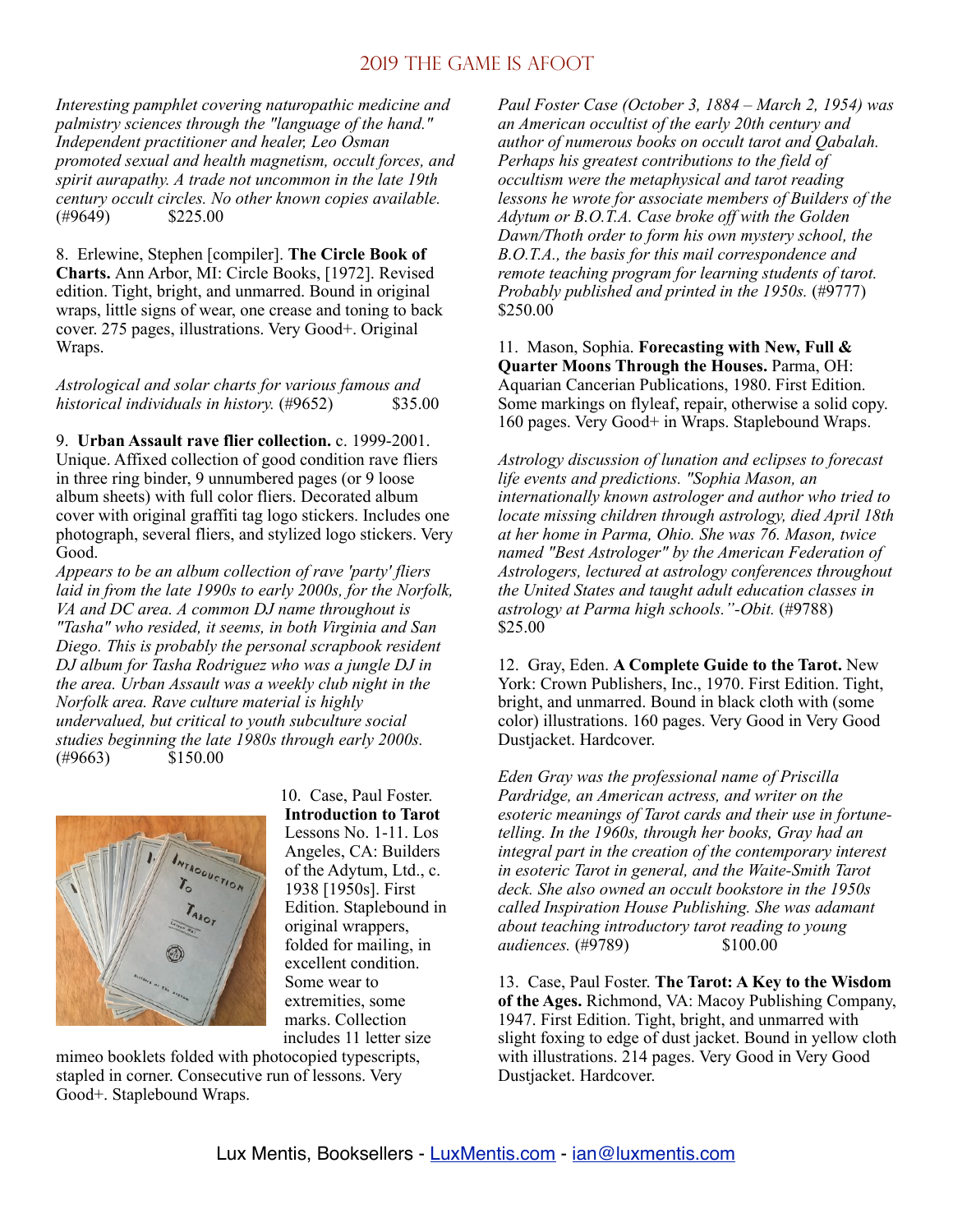*Interesting pamphlet covering naturopathic medicine and palmistry sciences through the "language of the hand." Independent practitioner and healer, Leo Osman promoted sexual and health magnetism, occult forces, and spirit aurapathy. A trade not uncommon in the late 19th century occult circles. No other known copies available.* (#9649) $225.00

8. Erlewine, Stephen [compiler]. **The Circle Book of Charts.** Ann Arbor, MI: Circle Books, [1972]. Revised edition. Tight, bright, and unmarred. Bound in original wraps, little signs of wear, one crease and toning to back cover. 275 pages, illustrations. Very Good+. Original Wraps.

*Astrological and solar charts for various famous and historical individuals in history.* (#9652) $35.00

9. **Urban Assault rave flier collection.** c. 1999-2001. Unique. Affixed collection of good condition rave fliers in three ring binder, 9 unnumbered pages (or 9 loose album sheets) with full color fliers. Decorated album cover with original graffiti tag logo stickers. Includes one photograph, several fliers, and stylized logo stickers. Very Good.

*Appears to be an album collection of rave 'party' fliers laid in from the late 1990s to early 2000s, for the Norfolk, VA and DC area. A common DJ name throughout is "Tasha" who resided, it seems, in both Virginia and San Diego. This is probably the personal scrapbook resident DJ album for Tasha Rodriguez who was a jungle DJ in the area. Urban Assault was a weekly club night in the Norfolk area. Rave culture material is highly undervalued, but critical to youth subculture social studies beginning the late 1980s through early 2000s.* (#9663) $150.00

10. Case, Paul Foster. **Introduction to Tarot** Lessons No. 1-11. Los Angeles, CA: Builders of the Adytum, Ltd., c. 1938 [1950s]. First Edition. Staplebound in original wrappers, folded for mailing, in excellent condition. Some wear to extremities, some marks. Collection includes 11 letter size mimeo booklets folded with photocopied typescripts, stapled in corner. Consecutive run of lessons. Very Good+. Staplebound Wraps.

*Paul Foster Case (October 3, 1884 – March 2, 1954) was an American occultist of the early 20th century and author of numerous books on occult tarot and Qabalah. Perhaps his greatest contributions to the field of occultism were the metaphysical and tarot reading lessons he wrote for associate members of Builders of the Adytum or B.O.T.A. Case broke off with the Golden Dawn/Thoth order to form his own mystery school, the B.O.T.A., the basis for this mail correspondence and remote teaching program for learning students of tarot. Probably published and printed in the 1950s.* (#9777) $250.00

11. Mason, Sophia. **Forecasting with New, Full & Quarter Moons Through the Houses.** Parma, OH: Aquarian Cancerian Publications, 1980. First Edition. Some markings on flyleaf, repair, otherwise a solid copy. 160 pages. Very Good+ in Wraps. Staplebound Wraps.

*Astrology discussion of lunation and eclipses to forecast life events and predictions. "Sophia Mason, an internationally known astrologer and author who tried to locate missing children through astrology, died April 18th at her home in Parma, Ohio. She was 76. Mason, twice named "Best Astrologer" by the American Federation of Astrologers, lectured at astrology conferences throughout the United States and taught adult education classes in astrology at Parma high schools."-Obit.* (#9788) $25.00

12. Gray, Eden. **A Complete Guide to the Tarot.** New York: Crown Publishers, Inc., 1970. First Edition. Tight, bright, and unmarred. Bound in black cloth with (some color) illustrations. 160 pages. Very Good in Very Good Dustjacket. Hardcover.

*Eden Gray was the professional name of Priscilla Pardridge, an American actress, and writer on the esoteric meanings of Tarot cards and their use in fortune-telling. In the 1960s, through her books, Gray had an integral part in the creation of the contemporary interest in esoteric Tarot in general, and the Waite-Smith Tarot deck. She also owned an occult bookstore in the 1950s called Inspiration House Publishing. She was adamant about teaching introductory tarot reading to young audiences.* (#9789) $100.00

13. Case, Paul Foster. **The Tarot: A Key to the Wisdom of the Ages.** Richmond, VA: Macoy Publishing Company, 1947. First Edition. Tight, bright, and unmarred with slight foxing to edge of dust jacket. Bound in yellow cloth with illustrations. 214 pages. Very Good in Very Good Dustjacket. Hardcover.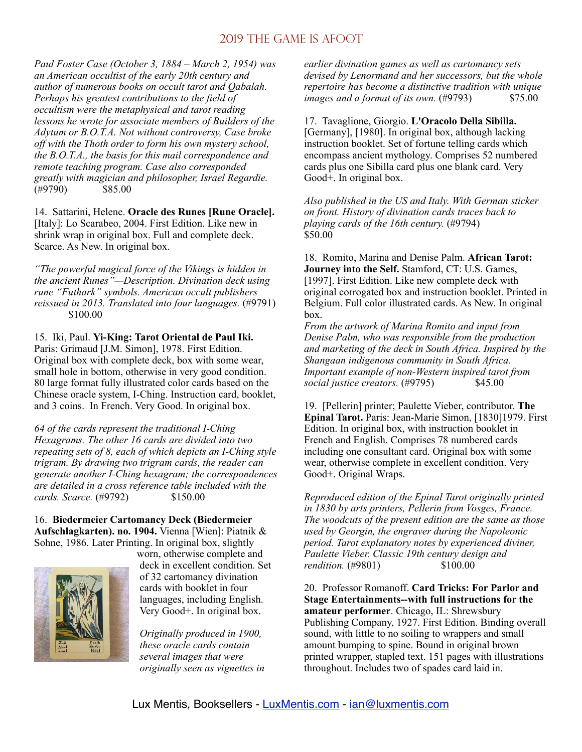*Paul Foster Case (October 3, 1884 – March 2, 1954) was an American occultist of the early 20th century and author of numerous books on occult tarot and Qabalah. Perhaps his greatest contributions to the field of occultism were the metaphysical and tarot reading lessons he wrote for associate members of Builders of the Adytum or B.O.T.A. Not without controversy, Case broke off with the Thoth order to form his own mystery school, the B.O.T.A., the basis for this mail correspondence and remote teaching program. Case also corresponded greatly with magician and philosopher, Israel Regardie.* (#9790) $85.00

14. Sattarini, Helene. **Oracle des Runes [Rune Oracle].** [Italy]: Lo Scarabeo, 2004. First Edition. Like new in shrink wrap in original box. Full and complete deck. Scarce. As New. In original box.

*"The powerful magical force of the Vikings is hidden in the ancient Runes"—Description. Divination deck using rune "Futhark" symbols. American occult publishers reissued in 2013. Translated into four languages.* (#9791) $100.00

15. Iki, Paul. **Yi-King: Tarot Oriental de Paul Iki.** Paris: Grimaud [J.M. Simon], 1978. First Edition. Original box with complete deck, box with some wear, small hole in bottom, otherwise in very good condition. 80 large format fully illustrated color cards based on the Chinese oracle system, I-Ching. Instruction card, booklet, and 3 coins. In French. Very Good. In original box.

*64 of the cards represent the traditional I-Ching Hexagrams. The other 16 cards are divided into two repeating sets of 8, each of which depicts an I-Ching style trigram. By drawing two trigram cards, the reader can generate another I-Ching hexagram; the correspondences are detailed in a cross reference table included with the cards. Scarce.* (#9792) $150.00

16. **Biedermeier Cartomancy Deck (Biedermeier Aufschlagkarten). no. 1904.** Vienna [Wien]: Piatnik & Sohne, 1986. Later Printing. In original box, slightly worn, otherwise complete and deck in excellent condition. Set of 32 cartomancy divination cards with booklet in four languages, including English. Very Good+. In original box.

*Originally produced in 1900, these oracle cards contain several images that were originally seen as vignettes in earlier divination games as well as cartomancy sets devised by Lenormand and her successors, but the whole repertoire has become a distinctive tradition with unique images and a format of its own.* (#9793) $75.00

17. Tavaglione, Giorgio. **L'Oracolo Della Sibilla.** [Germany], [1980]. In original box, although lacking instruction booklet. Set of fortune telling cards which encompass ancient mythology. Comprises 52 numbered cards plus one Sibilla card plus one blank card. Very Good+. In original box.

*Also published in the US and Italy. With German sticker on front. History of divination cards traces back to playing cards of the 16th century.* (#9794) $50.00

18. Romito, Marina and Denise Palm. **African Tarot: Journey into the Self.** Stamford, CT: U.S. Games, [1997]. First Edition. Like new complete deck with original corrogated box and instruction booklet. Printed in Belgium. Full color illustrated cards. As New. In original box.
*From the artwork of Marina Romito and input from Denise Palm, who was responsible from the production and marketing of the deck in South Africa. Inspired by the Shangaan indigenous community in South Africa. Important example of non-Western inspired tarot from social justice creators.* (#9795) $45.00

19. [Pellerin] printer; Paulette Vieber, contributor. **The Epinal Tarot.** Paris: Jean-Marie Simon, [1830]1979. First Edition. In original box, with instruction booklet in French and English. Comprises 78 numbered cards including one consultant card. Original box with some wear, otherwise complete in excellent condition. Very Good+. Original Wraps.

*Reproduced edition of the Epinal Tarot originally printed in 1830 by arts printers, Pellerin from Vosges, France. The woodcuts of the present edition are the same as those used by Georgin, the engraver during the Napoleonic period. Tarot explanatory notes by experienced diviner, Paulette Vieber. Classic 19th century design and rendition.* (#9801) $100.00

20. Professor Romanoff. **Card Tricks: For Parlor and Stage Entertainments--with full instructions for the amateur performer**. Chicago, IL: Shrewsbury Publishing Company, 1927. First Edition. Binding overall sound, with little to no soiling to wrappers and small amount bumping to spine. Bound in original brown printed wrapper, stapled text. 151 pages with illustrations throughout. Includes two of spades card laid in.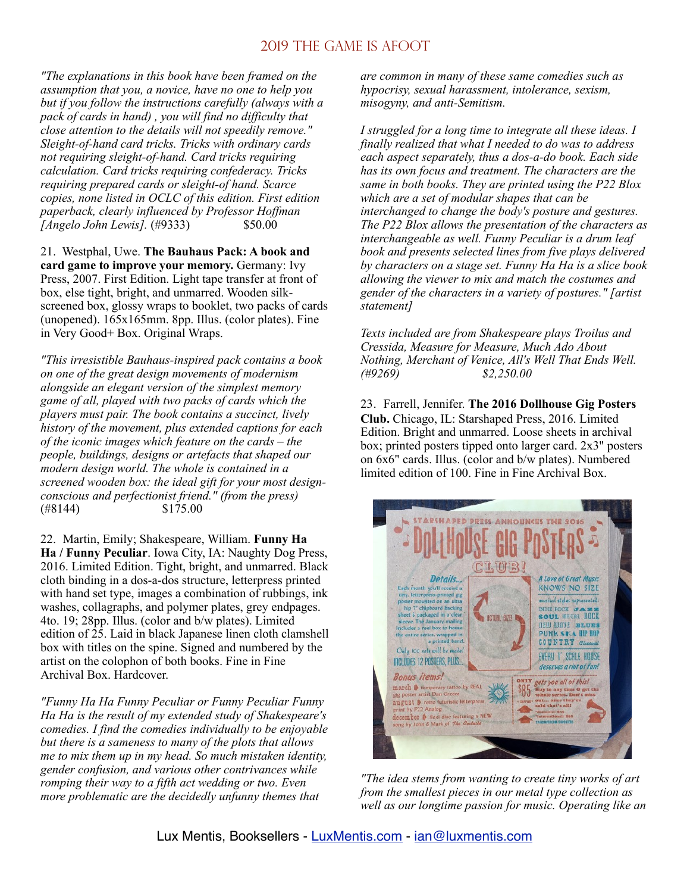## 2019 The Game is Afoot

*"The explanations in this book have been framed on the assumption that you, a novice, have no one to help you but if you follow the instructions carefully (always with a pack of cards in hand) , you will find no difficulty that close attention to the details will not speedily remove." Sleight-of-hand card tricks. Tricks with ordinary cards not requiring sleight-of-hand. Card tricks requiring calculation. Card tricks requiring confederacy. Tricks requiring prepared cards or sleight-of hand. Scarce copies, none listed in OCLC of this edition. First edition paperback, clearly influenced by Professor Hoffman [Angelo John Lewis].* (#9333) $50.00

21. Westphal, Uwe. **The Bauhaus Pack: A book and card game to improve your memory.** Germany: Ivy Press, 2007. First Edition. Light tape transfer at front of box, else tight, bright, and unmarred. Wooden silk-screened box, glossy wraps to booklet, two packs of cards (unopened). 165x165mm. 8pp. Illus. (color plates). Fine in Very Good+ Box. Original Wraps.

*"This irresistible Bauhaus-inspired pack contains a book on one of the great design movements of modernism alongside an elegant version of the simplest memory game of all, played with two packs of cards which the players must pair. The book contains a succinct, lively history of the movement, plus extended captions for each of the iconic images which feature on the cards – the people, buildings, designs or artefacts that shaped our modern design world. The whole is contained in a screened wooden box: the ideal gift for your most design-conscious and perfectionist friend." (from the press)* (#8144) $175.00

22. Martin, Emily; Shakespeare, William. **Funny Ha Ha / Funny Peculiar**. Iowa City, IA: Naughty Dog Press, 2016. Limited Edition. Tight, bright, and unmarred. Black cloth binding in a dos-a-dos structure, letterpress printed with hand set type, images a combination of rubbings, ink washes, collagraphs, and polymer plates, grey endpages. 4to. 19; 28pp. Illus. (color and b/w plates). Limited edition of 25. Laid in black Japanese linen cloth clamshell box with titles on the spine. Signed and numbered by the artist on the colophon of both books. Fine in Fine Archival Box. Hardcover.

*"Funny Ha Ha Funny Peculiar or Funny Peculiar Funny Ha Ha is the result of my extended study of Shakespeare's comedies. I find the comedies individually to be enjoyable but there is a sameness to many of the plots that allows me to mix them up in my head. So much mistaken identity, gender confusion, and various other contrivances while romping their way to a fifth act wedding or two. Even more problematic are the decidedly unfunny themes that are common in many of these same comedies such as hypocrisy, sexual harassment, intolerance, sexism, misogyny, and anti-Semitism.*

*I struggled for a long time to integrate all these ideas. I finally realized that what I needed to do was to address each aspect separately, thus a dos-a-do book. Each side has its own focus and treatment. The characters are the same in both books. They are printed using the P22 Blox which are a set of modular shapes that can be interchanged to change the body's posture and gestures. The P22 Blox allows the presentation of the characters as interchangeable as well. Funny Peculiar is a drum leaf book and presents selected lines from five plays delivered by characters on a stage set. Funny Ha Ha is a slice book allowing the viewer to mix and match the costumes and gender of the characters in a variety of postures." [artist statement]*

*Texts included are from Shakespeare plays Troilus and Cressida, Measure for Measure, Much Ado About Nothing, Merchant of Venice, All's Well That Ends Well. (#9269) $2,250.00*

23. Farrell, Jennifer. **The 2016 Dollhouse Gig Posters Club.** Chicago, IL: Starshaped Press, 2016. Limited Edition. Bright and unmarred. Loose sheets in archival box; printed posters tipped onto larger card. 2x3" posters on 6x6" cards. Illus. (color and b/w plates). Numbered limited edition of 100. Fine in Fine Archival Box.

*"The idea stems from wanting to create tiny works of art from the smallest pieces in our metal type collection as well as our longtime passion for music. Operating like an*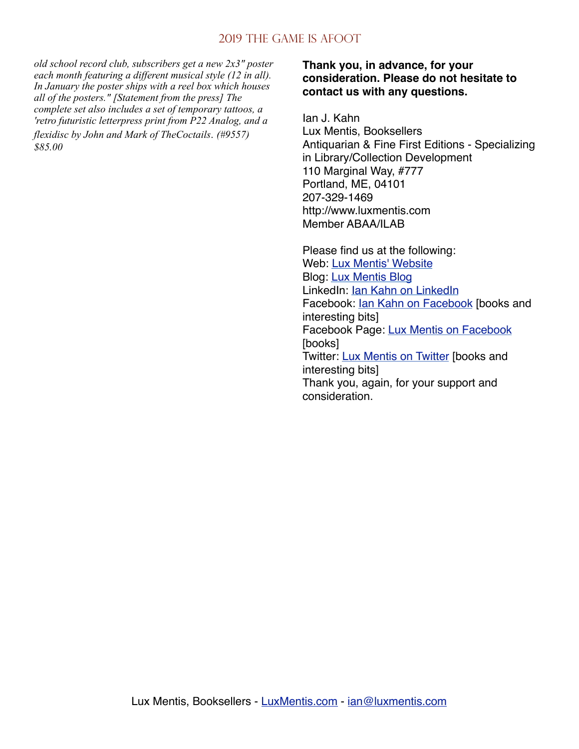*old school record club, subscribers get a new 2x3" poster each month featuring a different musical style (12 in all). In January the poster ships with a reel box which houses all of the posters." [Statement from the press] The complete set also includes a set of temporary tattoos, a 'retro futuristic letterpress print from P22 Analog, and a flexidisc by John and Mark of TheCoctails. (#9557) $85.00*

**Thank you, in advance, for your consideration. Please do not hesitate to contact us with any questions.**

Ian J. Kahn
Lux Mentis, Booksellers
Antiquarian & Fine First Editions - Specializing in Library/Collection Development
110 Marginal Way, #777
Portland, ME, 04101
207-329-1469
http://www.luxmentis.com
Member ABAA/ILAB

Please find us at the following:
Web: Lux Mentis' Website
Blog: Lux Mentis Blog
LinkedIn: Ian Kahn on LinkedIn
Facebook: Ian Kahn on Facebook [books and interesting bits]
Facebook Page: Lux Mentis on Facebook [books]
Twitter: Lux Mentis on Twitter [books and interesting bits]
Thank you, again, for your support and consideration.